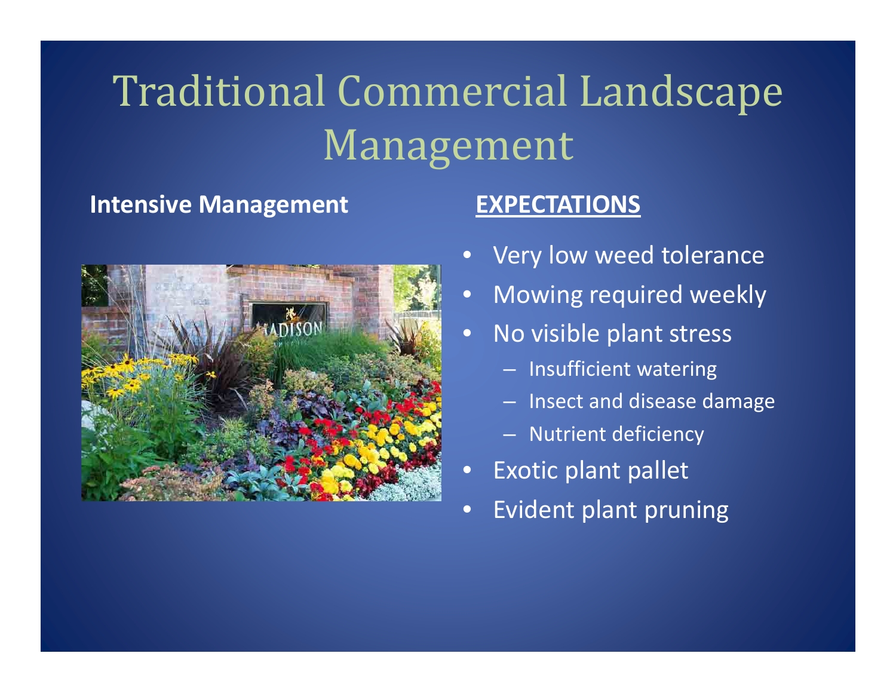# Traditional Commercial Landscape Management

**Intensive Management**

**EXPECTATIONS**

- Very low weed tolerance
- Mowing required weekly
- No visible plant stress
  - Insufficient watering
  - Insect and disease damage
  - Nutrient deficiency
- Exotic plant pallet
- Evident plant pruning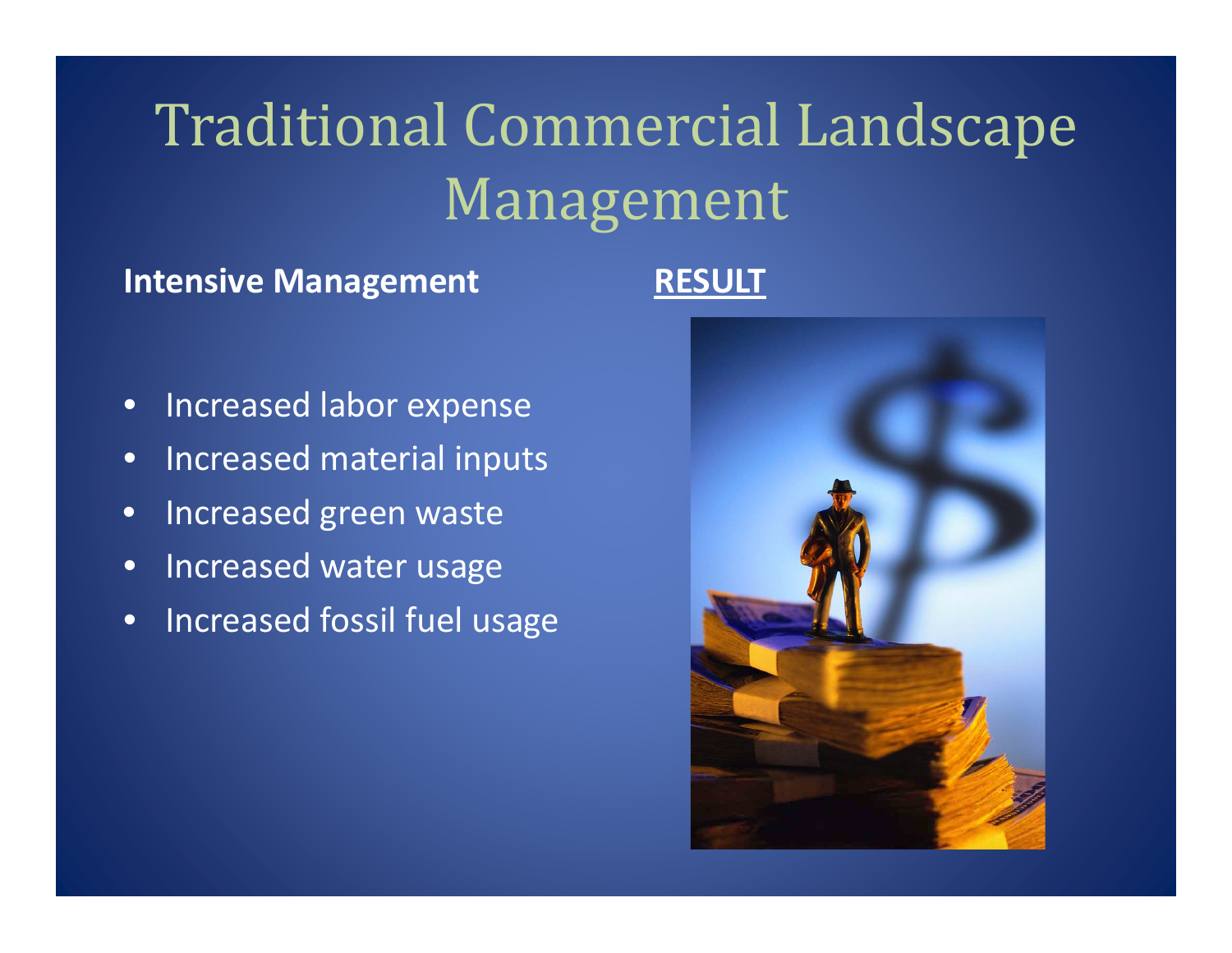# Traditional Commercial Landscape Management

**Intensive Management**

- Increased labor expense
- Increased material inputs
- Increased green waste
- Increased water usage
- Increased fossil fuel usage

**RESULT**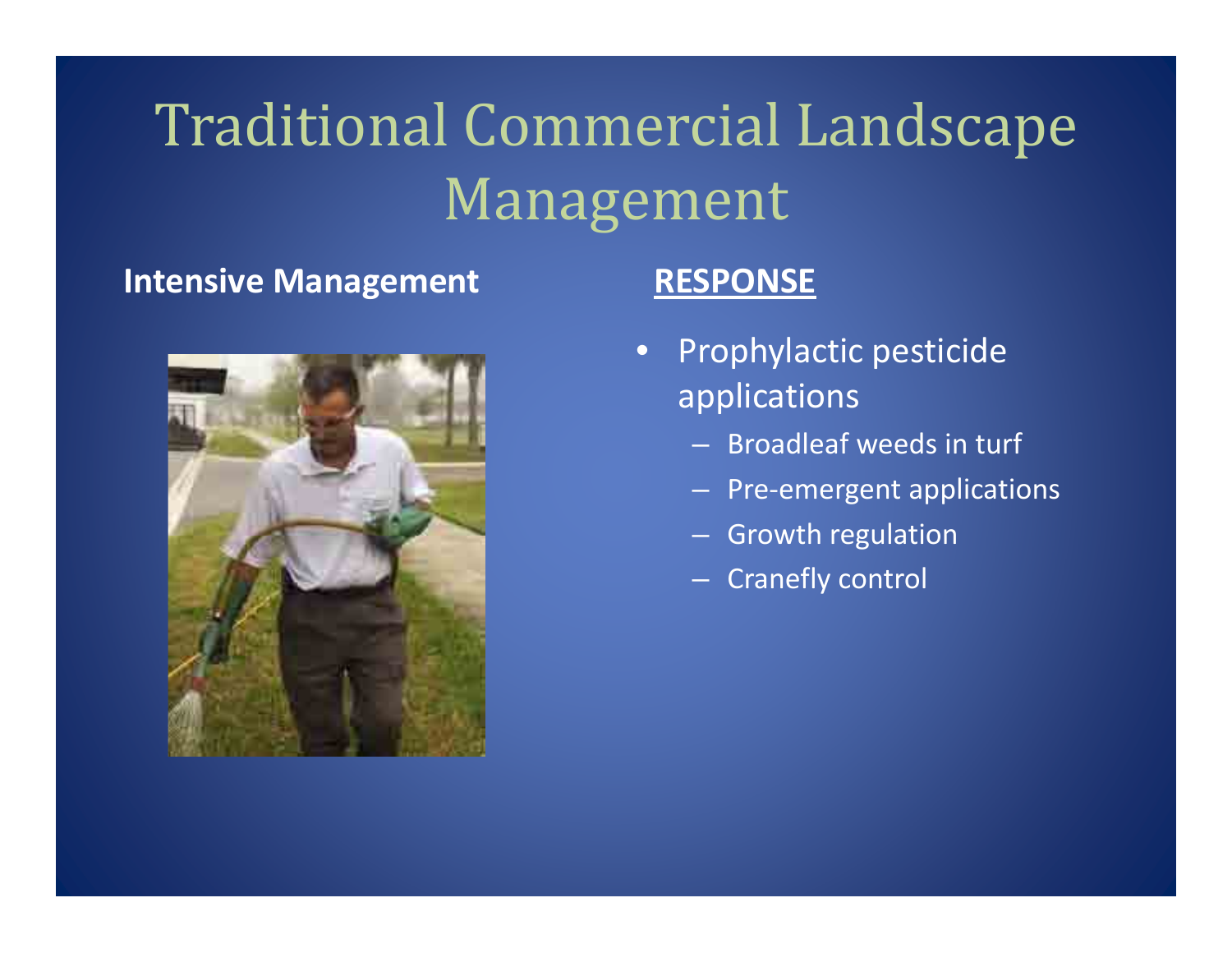# Traditional Commercial Landscape Management

**Intensive Management**

**RESPONSE**

- Prophylactic pesticide applications
  - Broadleaf weeds in turf
  - Pre-emergent applications
  - Growth regulation
  - Cranefly control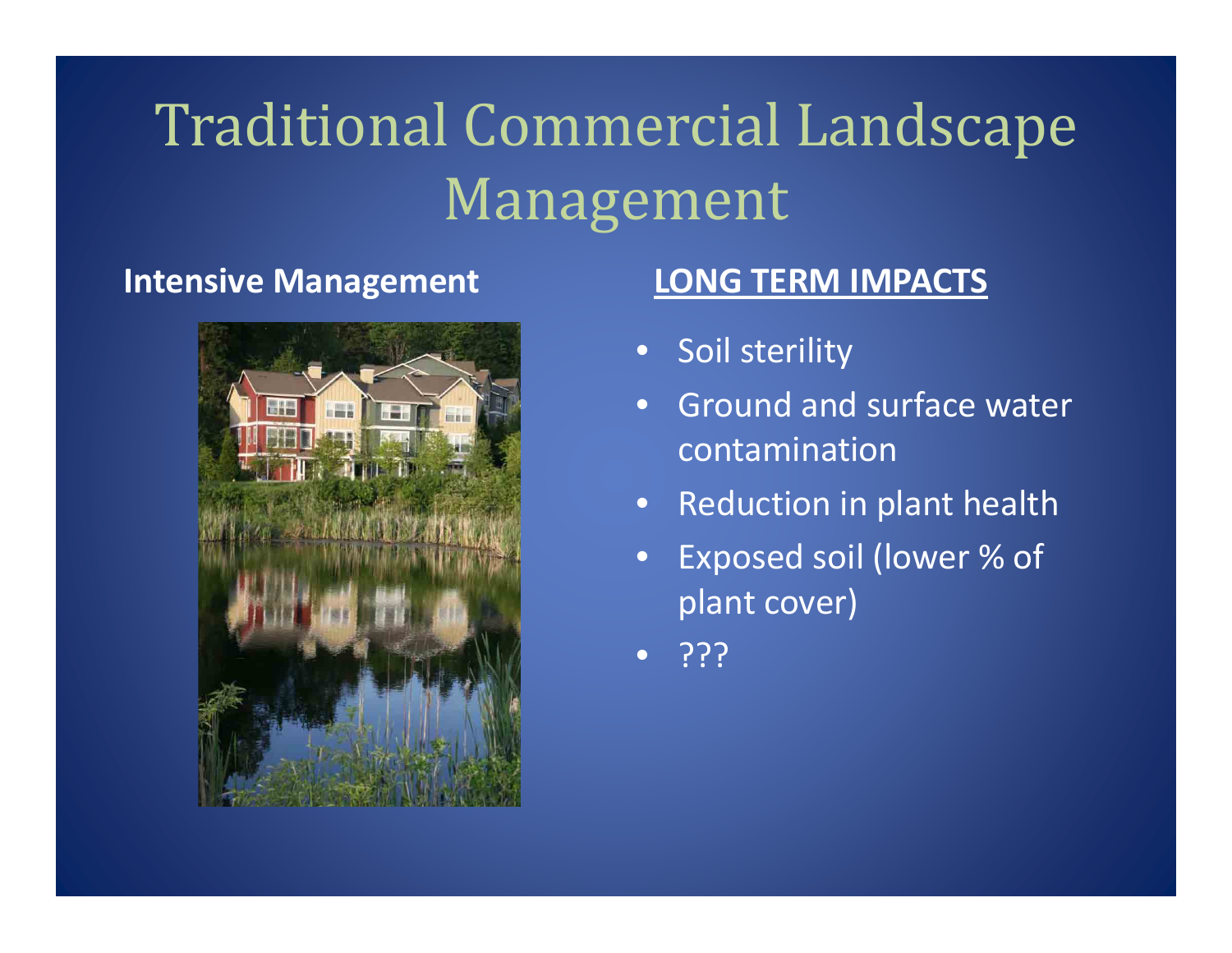# Traditional Commercial Landscape Management

**Intensive Management**

**LONG TERM IMPACTS**

- Soil sterility
- Ground and surface water contamination
- Reduction in plant health
- Exposed soil (lower % of plant cover)
- ???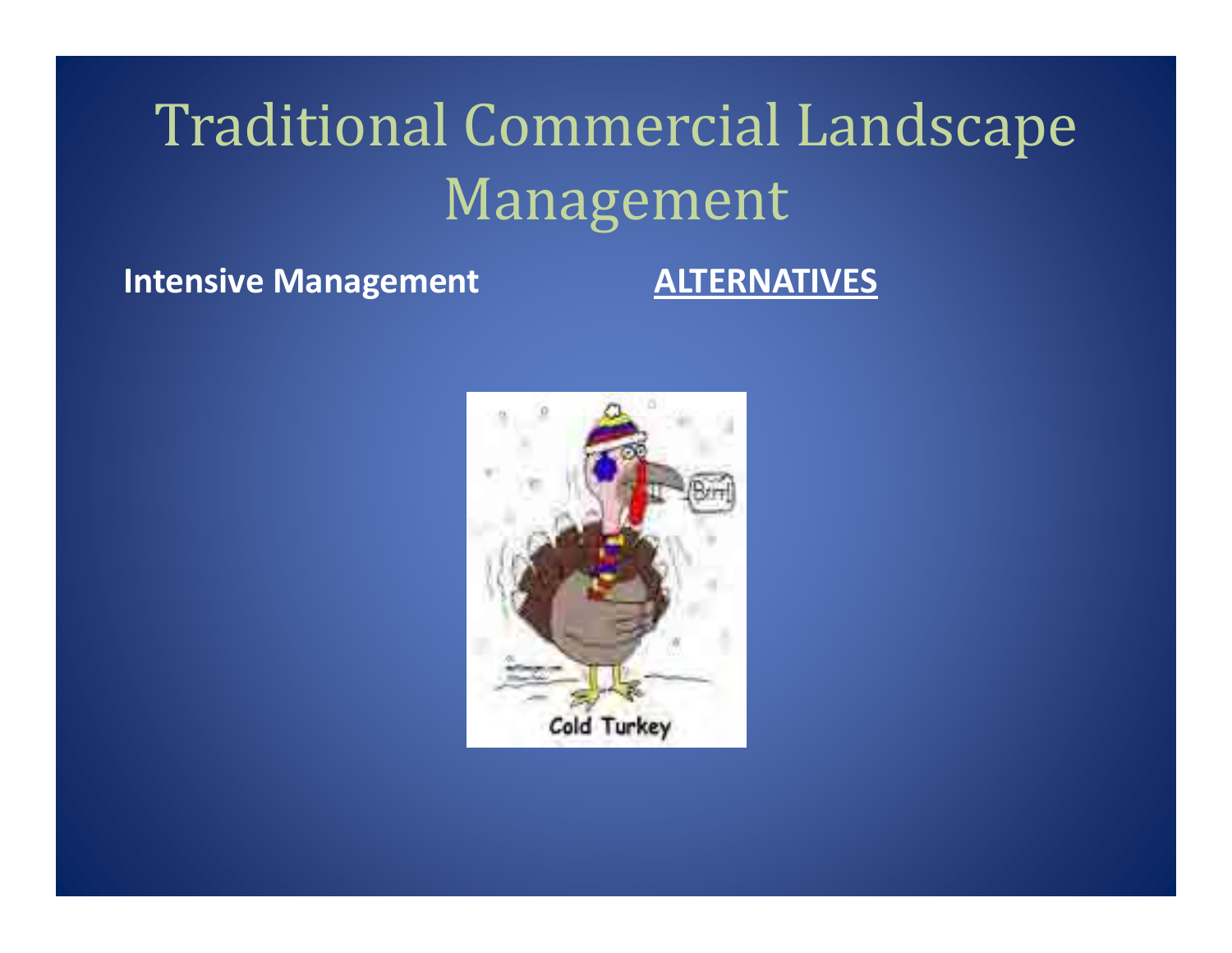# Traditional Commercial Landscape Management

**Intensive Management** **<u>ALTERNATIVES</u>**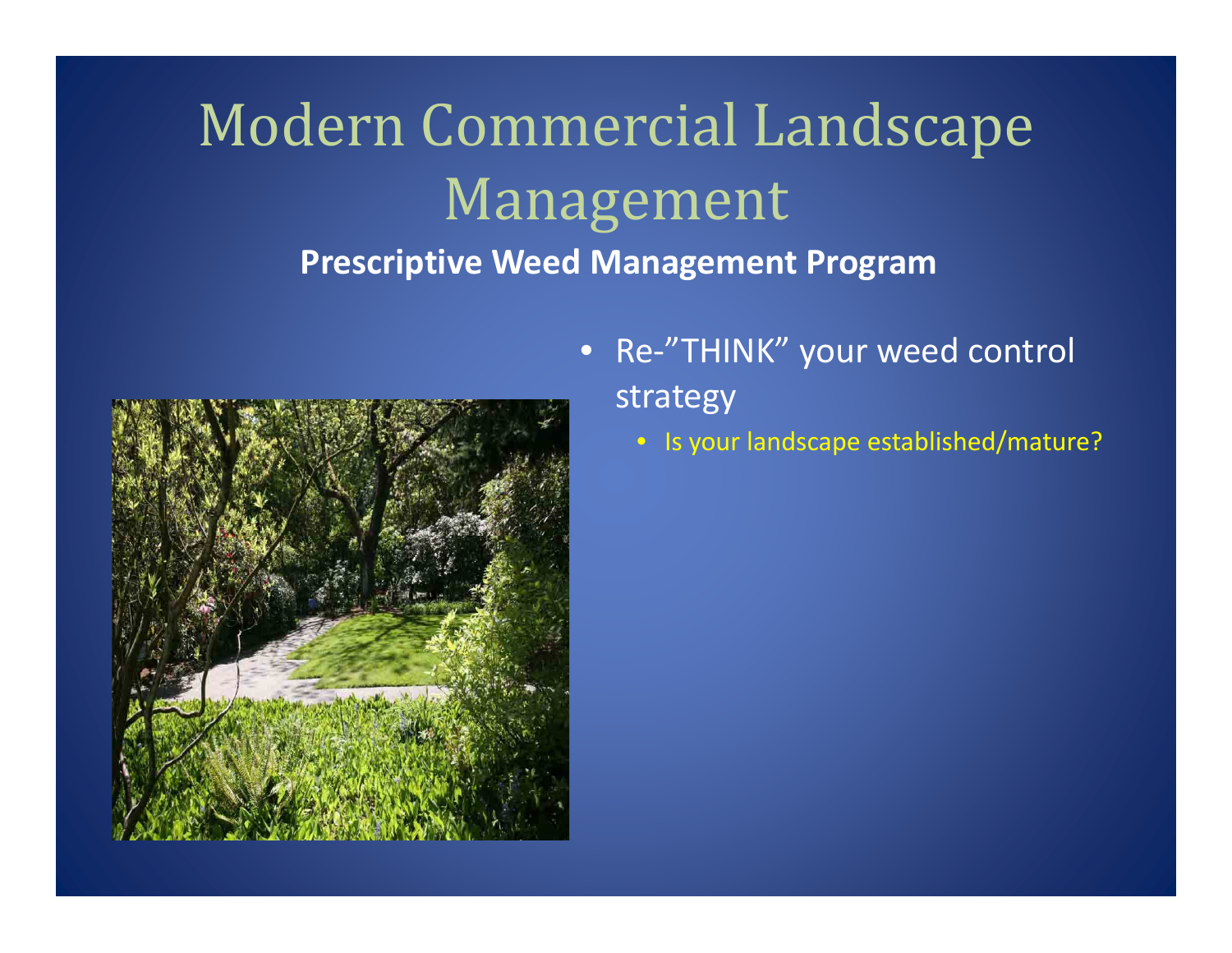# Modern Commercial Landscape Management

**Prescriptive Weed Management Program**

- Re-”THINK” your weed control strategy
  - Is your landscape established/mature?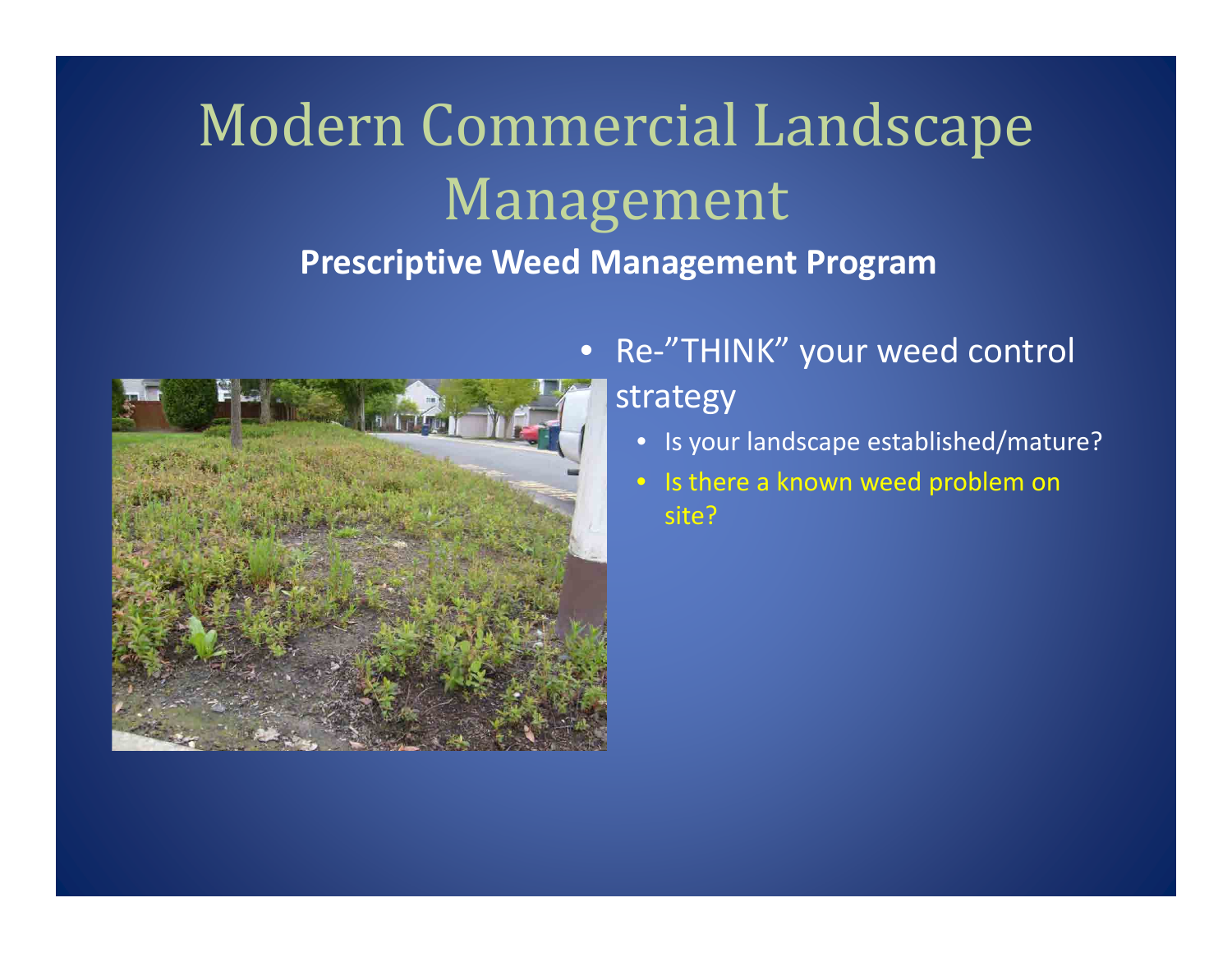# Modern Commercial Landscape Management

**Prescriptive Weed Management Program**

- Re-"THINK" your weed control strategy
  - Is your landscape established/mature?
  - Is there a known weed problem on site?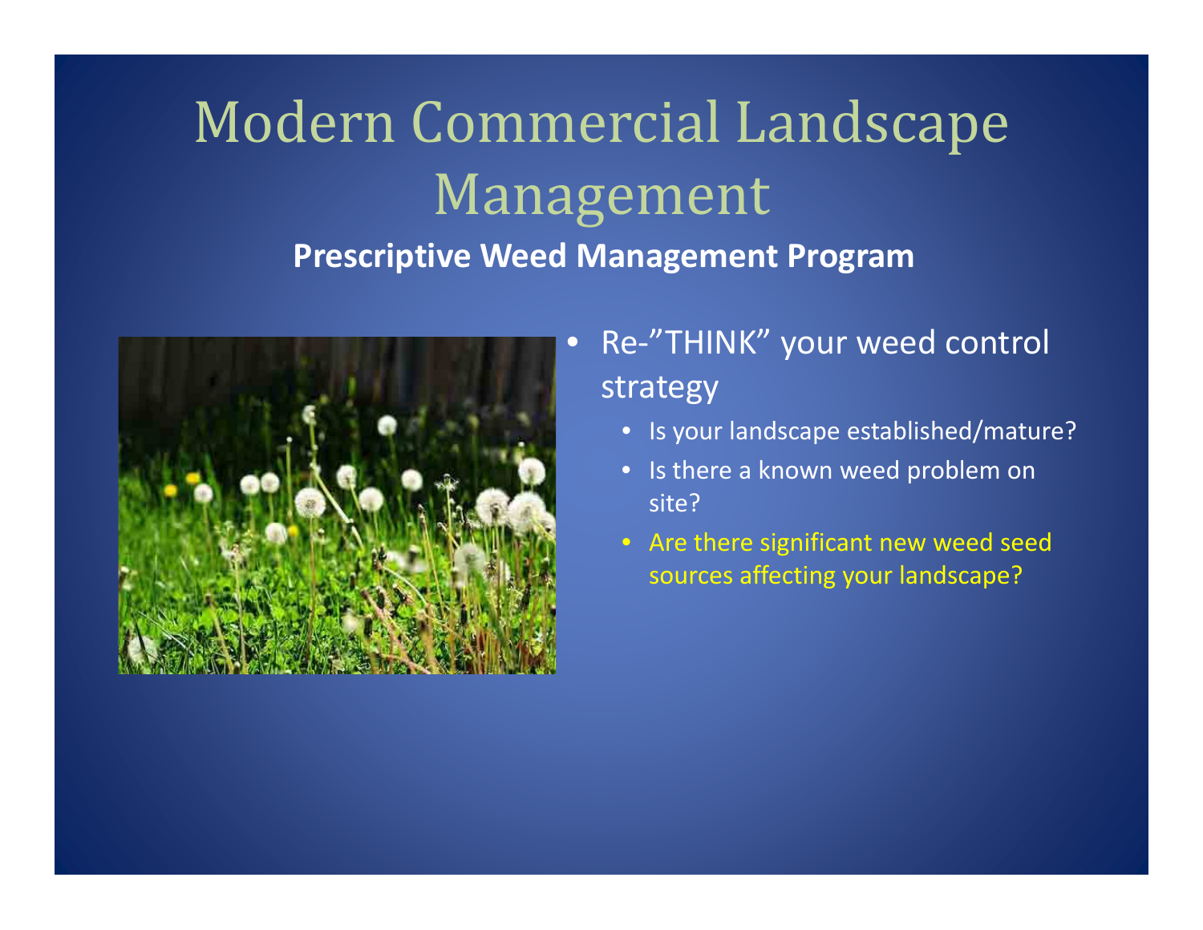# Modern Commercial Landscape Management

**Prescriptive Weed Management Program**

- Re-"THINK" your weed control strategy
  - Is your landscape established/mature?
  - Is there a known weed problem on site?
  - Are there significant new weed seed sources affecting your landscape?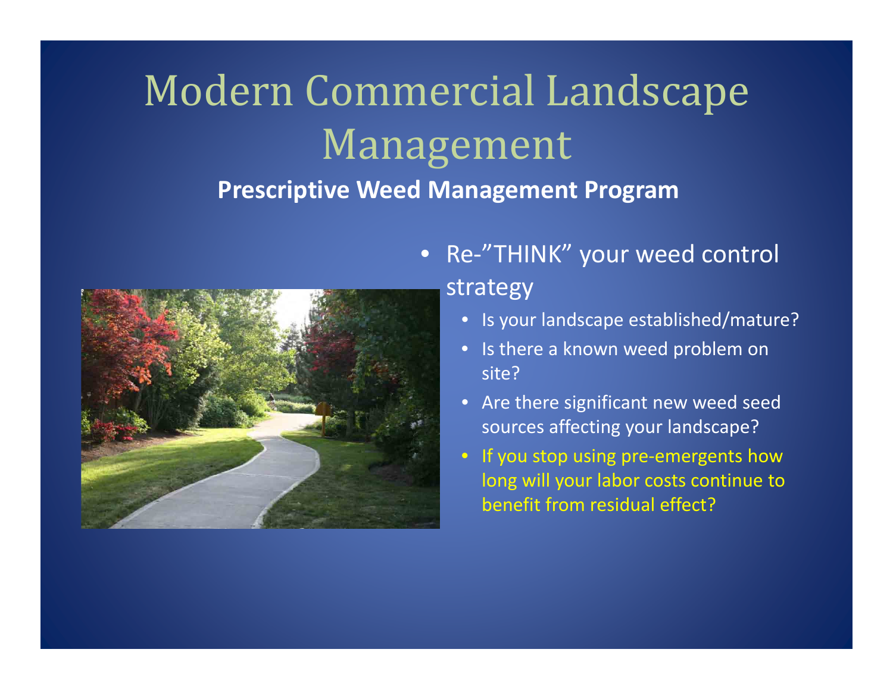# Modern Commercial Landscape Management

**Prescriptive Weed Management Program**

- Re-”THINK” your weed control strategy
  - Is your landscape established/mature?
  - Is there a known weed problem on site?
  - Are there significant new weed seed sources affecting your landscape?
  - If you stop using pre-emergents how long will your labor costs continue to benefit from residual effect?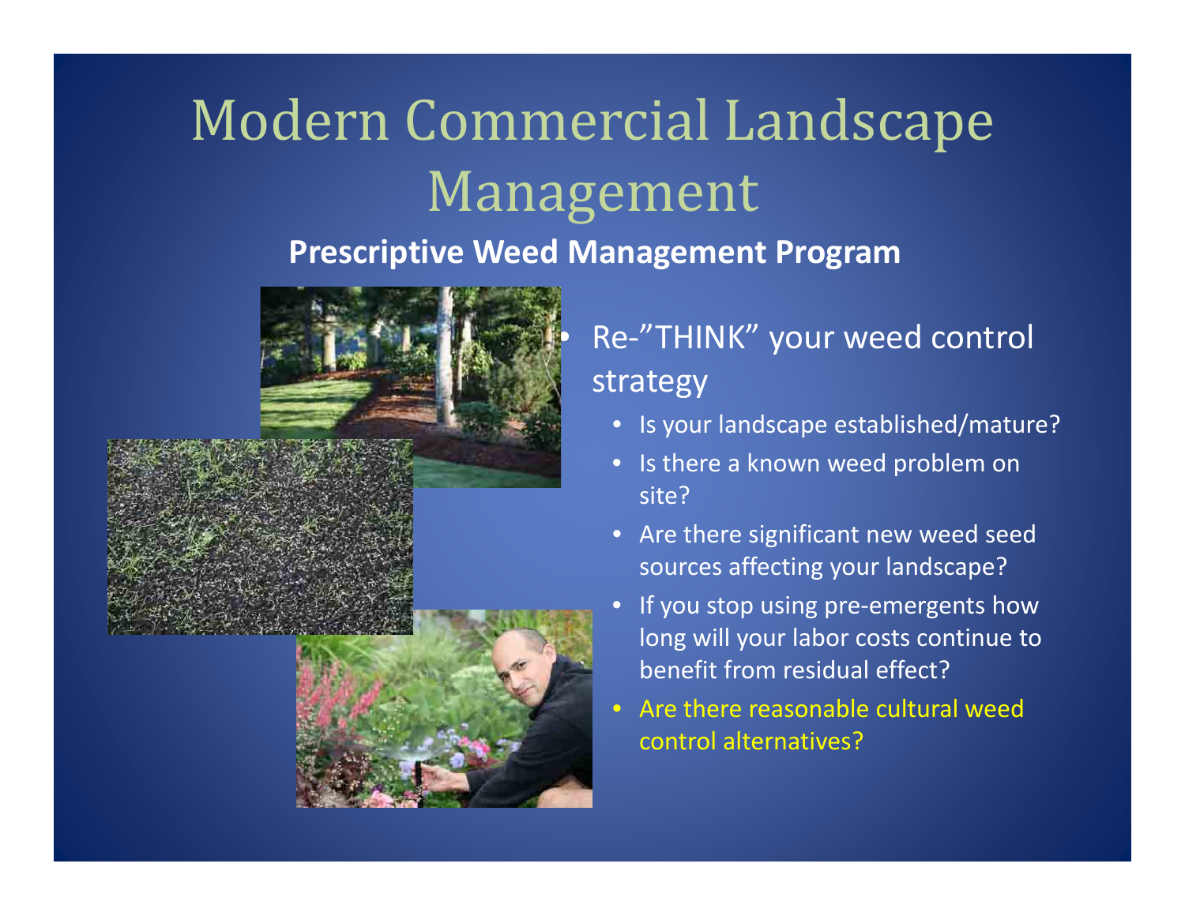# Modern Commercial Landscape Management

**Prescriptive Weed Management Program**

- Re-"THINK" your weed control strategy
  - Is your landscape established/mature?
  - Is there a known weed problem on site?
  - Are there significant new weed seed sources affecting your landscape?
  - If you stop using pre-emergents how long will your labor costs continue to benefit from residual effect?
  - Are there reasonable cultural weed control alternatives?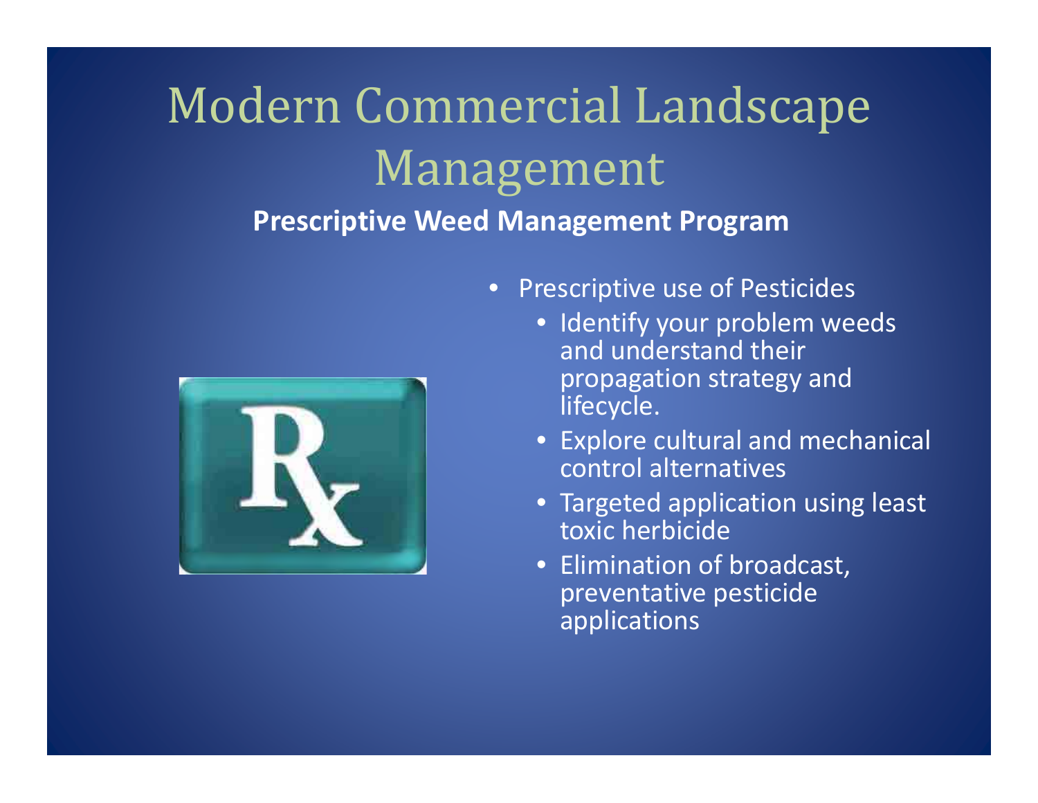# Modern Commercial Landscape Management

**Prescriptive Weed Management Program**

- Prescriptive use of Pesticides
  - Identify your problem weeds and understand their propagation strategy and lifecycle.
  - Explore cultural and mechanical control alternatives
  - Targeted application using least toxic herbicide
  - Elimination of broadcast, preventative pesticide applications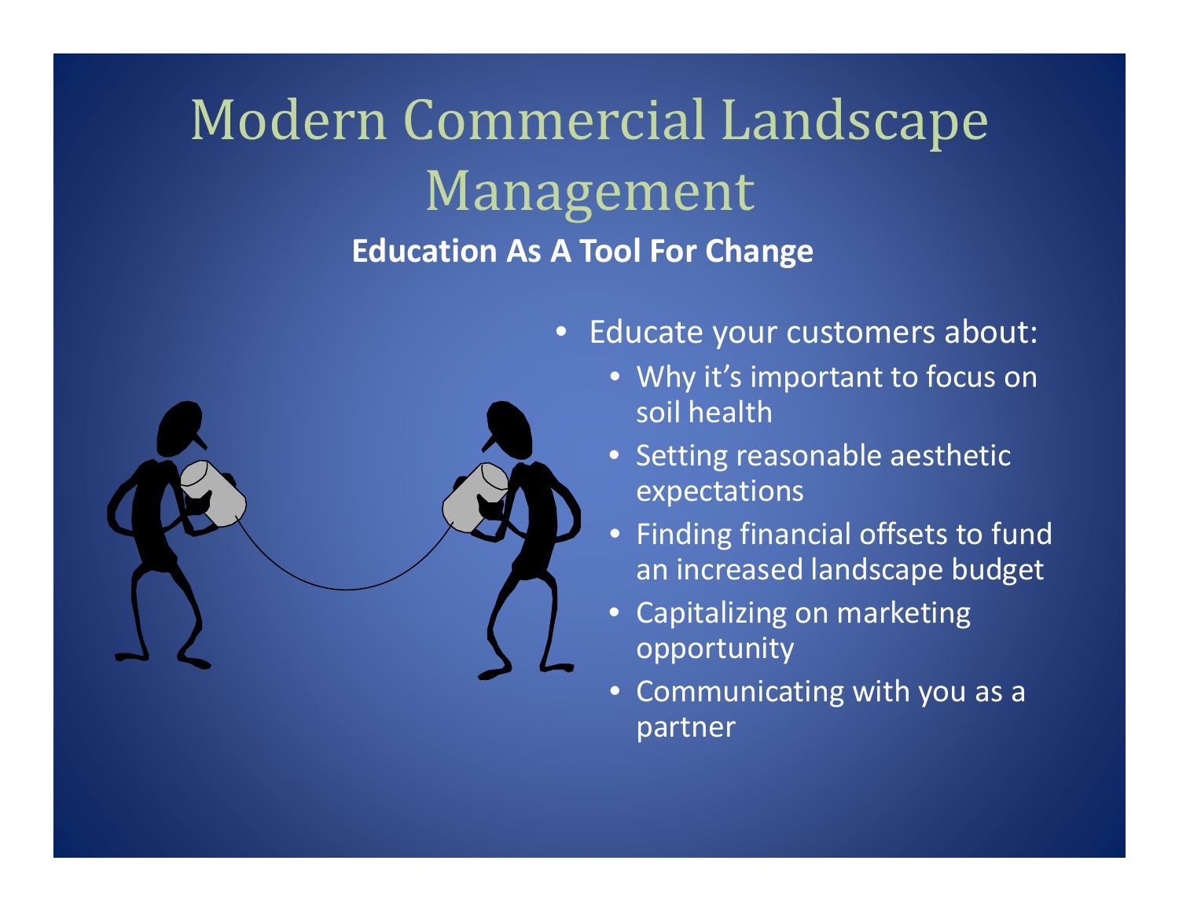# Modern Commercial Landscape Management

**Education As A Tool For Change**

- Educate your customers about:
  - Why it's important to focus on soil health
  - Setting reasonable aesthetic expectations
  - Finding financial offsets to fund an increased landscape budget
  - Capitalizing on marketing opportunity
  - Communicating with you as a partner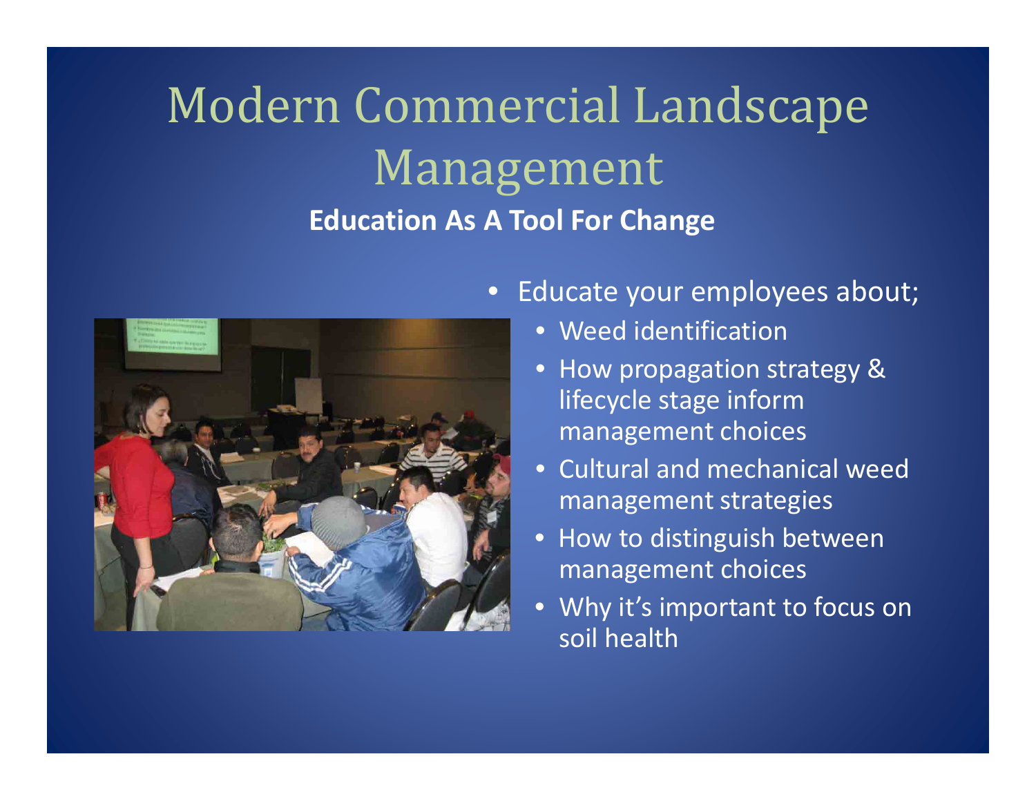# Modern Commercial Landscape Management

**Education As A Tool For Change**

- Educate your employees about;
  - Weed identification
  - How propagation strategy & lifecycle stage inform management choices
  - Cultural and mechanical weed management strategies
  - How to distinguish between management choices
  - Why it's important to focus on soil health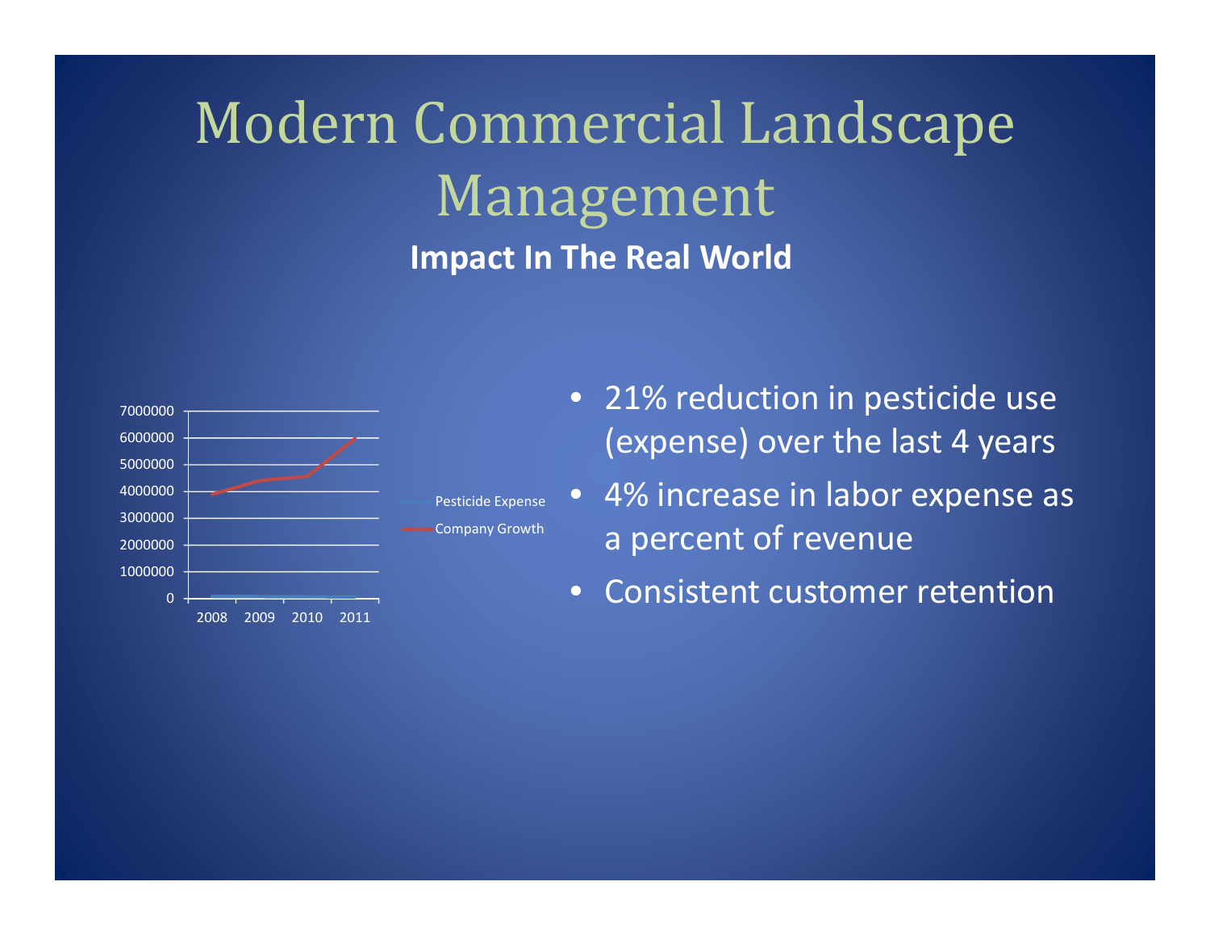# Modern Commercial Landscape Management

**Impact In The Real World**

7000000
6000000
5000000
4000000
3000000
2000000
1000000
0
2008 2009 2010 2011

Pesticide Expense
Company Growth

- 21% reduction in pesticide use (expense) over the last 4 years
- 4% increase in labor expense as a percent of revenue
- Consistent customer retention